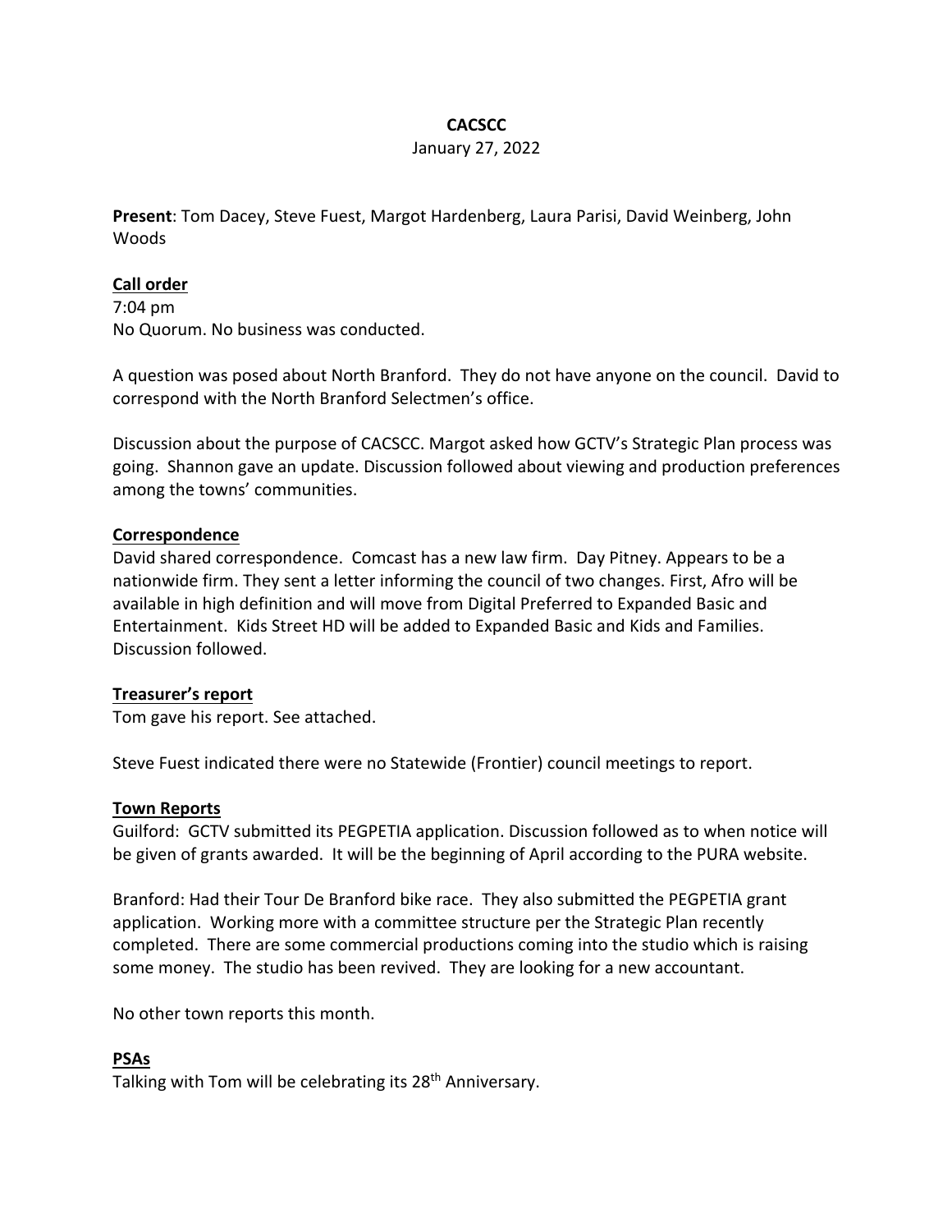# CACSCC

January 27, 2022

**Present**: Tom Dacey, Steve Fuest, Margot Hardenberg, Laura Parisi, David Weinberg, John Woods

## Call order

7:04 pm

No Quorum. No business was conducted.

A question was posed about North Branford. They do not have anyone on the council. David to correspond with the North Branford Selectmen's office.

Discussion about the purpose of CACSCC. Margot asked how GCTV's Strategic Plan process was going. Shannon gave an update. Discussion followed about viewing and production preferences among the towns' communities.

## Correspondence

David shared correspondence. Comcast has a new law firm. Day Pitney. Appears to be a nationwide firm. They sent a letter informing the council of two changes. First, Afro will be available in high definition and will move from Digital Preferred to Expanded Basic and Entertainment. Kids Street HD will be added to Expanded Basic and Kids and Families. Discussion followed.

## Treasurer's report

Tom gave his report. See attached.

Steve Fuest indicated there were no Statewide (Frontier) council meetings to report.

## Town Reports

Guilford: GCTV submitted its PEGPETIA application. Discussion followed as to when notice will be given of grants awarded. It will be the beginning of April according to the PURA website.

Branford: Had their Tour De Branford bike race. They also submitted the PEGPETIA grant application. Working more with a committee structure per the Strategic Plan recently completed. There are some commercial productions coming into the studio which is raising some money. The studio has been revived. They are looking for a new accountant.

No other town reports this month.

## PSAs

Talking with Tom will be celebrating its 28th Anniversary.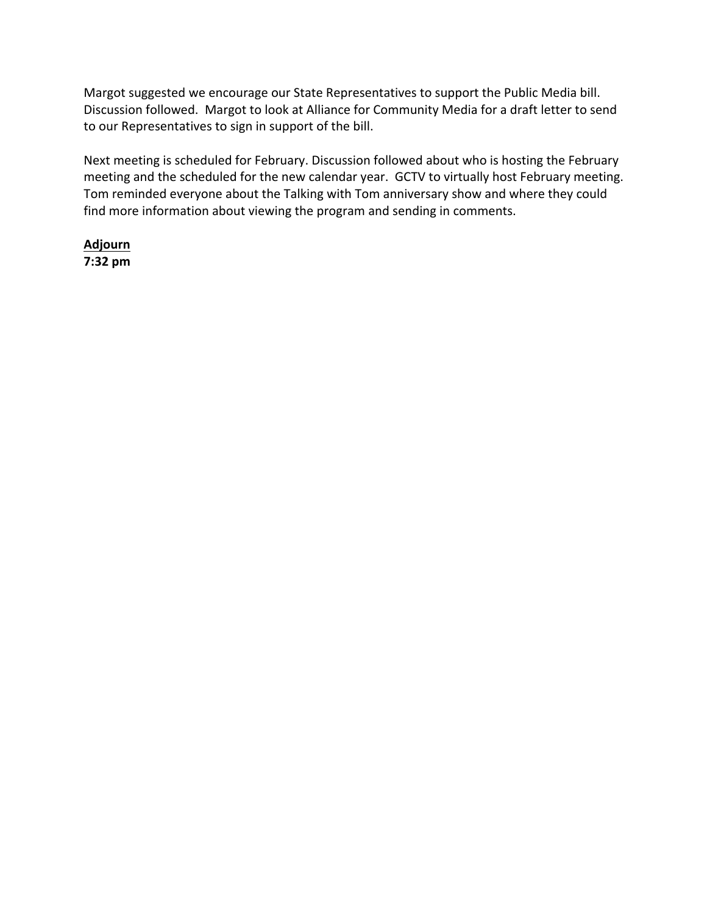Margot suggested we encourage our State Representatives to support the Public Media bill. Discussion followed. Margot to look at Alliance for Community Media for a draft letter to send to our Representatives to sign in support of the bill.

Next meeting is scheduled for February. Discussion followed about who is hosting the February meeting and the scheduled for the new calendar year. GCTV to virtually host February meeting. Tom reminded everyone about the Talking with Tom anniversary show and where they could find more information about viewing the program and sending in comments.

**<u>Adjourn</u>**
**7:32 pm**